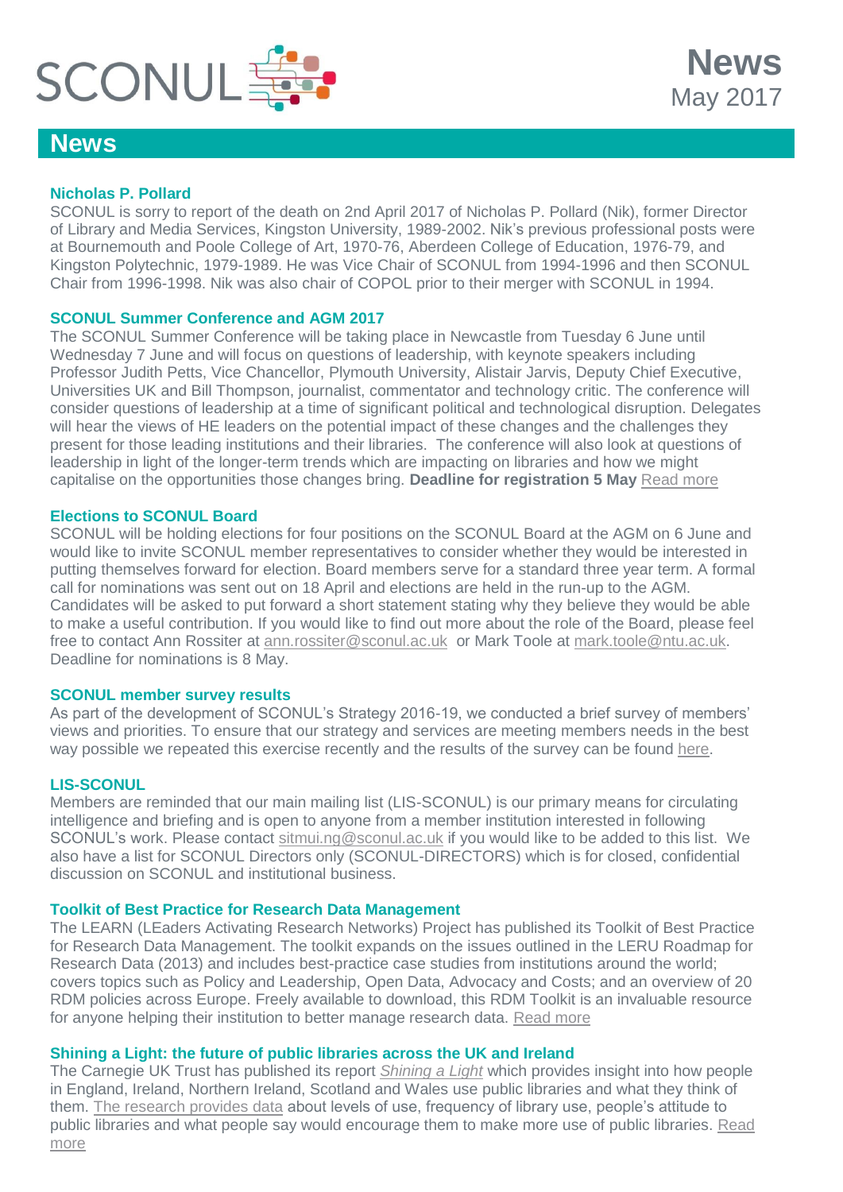SCONUL

# News

May 2017

## News

### Nicholas P. Pollard

SCONUL is sorry to report of the death on 2nd April 2017 of Nicholas P. Pollard (Nik), former Director of Library and Media Services, Kingston University, 1989-2002. Nik's previous professional posts were at Bournemouth and Poole College of Art, 1970-76, Aberdeen College of Education, 1976-79, and Kingston Polytechnic, 1979-1989. He was Vice Chair of SCONUL from 1994-1996 and then SCONUL Chair from 1996-1998. Nik was also chair of COPOL prior to their merger with SCONUL in 1994.

### SCONUL Summer Conference and AGM 2017

The SCONUL Summer Conference will be taking place in Newcastle from Tuesday 6 June until Wednesday 7 June and will focus on questions of leadership, with keynote speakers including Professor Judith Petts, Vice Chancellor, Plymouth University, Alistair Jarvis, Deputy Chief Executive, Universities UK and Bill Thompson, journalist, commentator and technology critic. The conference will consider questions of leadership at a time of significant political and technological disruption. Delegates will hear the views of HE leaders on the potential impact of these changes and the challenges they present for those leading institutions and their libraries. The conference will also look at questions of leadership in light of the longer-term trends which are impacting on libraries and how we might capitalise on the opportunities those changes bring. **Deadline for registration 5 May** Read more

### Elections to SCONUL Board

SCONUL will be holding elections for four positions on the SCONUL Board at the AGM on 6 June and would like to invite SCONUL member representatives to consider whether they would be interested in putting themselves forward for election. Board members serve for a standard three year term. A formal call for nominations was sent out on 18 April and elections are held in the run-up to the AGM. Candidates will be asked to put forward a short statement stating why they believe they would be able to make a useful contribution. If you would like to find out more about the role of the Board, please feel free to contact Ann Rossiter at ann.rossiter@sconul.ac.uk or Mark Toole at mark.toole@ntu.ac.uk. Deadline for nominations is 8 May.

### SCONUL member survey results

As part of the development of SCONUL's Strategy 2016-19, we conducted a brief survey of members' views and priorities. To ensure that our strategy and services are meeting members needs in the best way possible we repeated this exercise recently and the results of the survey can be found here.

### LIS-SCONUL

Members are reminded that our main mailing list (LIS-SCONUL) is our primary means for circulating intelligence and briefing and is open to anyone from a member institution interested in following SCONUL's work. Please contact sitmui.ng@sconul.ac.uk if you would like to be added to this list. We also have a list for SCONUL Directors only (SCONUL-DIRECTORS) which is for closed, confidential discussion on SCONUL and institutional business.

### Toolkit of Best Practice for Research Data Management

The LEARN (LEaders Activating Research Networks) Project has published its Toolkit of Best Practice for Research Data Management. The toolkit expands on the issues outlined in the LERU Roadmap for Research Data (2013) and includes best-practice case studies from institutions around the world; covers topics such as Policy and Leadership, Open Data, Advocacy and Costs; and an overview of 20 RDM policies across Europe. Freely available to download, this RDM Toolkit is an invaluable resource for anyone helping their institution to better manage research data. Read more

### Shining a Light: the future of public libraries across the UK and Ireland

The Carnegie UK Trust has published its report *Shining a Light* which provides insight into how people in England, Ireland, Northern Ireland, Scotland and Wales use public libraries and what they think of them. The research provides data about levels of use, frequency of library use, people's attitude to public libraries and what people say would encourage them to make more use of public libraries. Read more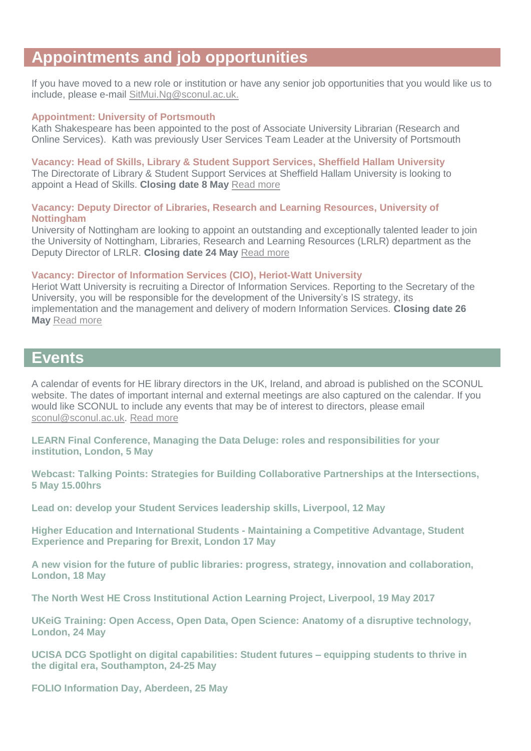## Appointments and job opportunities

If you have moved to a new role or institution or have any senior job opportunities that you would like us to include, please e-mail SitMui.Ng@sconul.ac.uk.

**Appointment: University of Portsmouth**
Kath Shakespeare has been appointed to the post of Associate University Librarian (Research and Online Services). Kath was previously User Services Team Leader at the University of Portsmouth

**Vacancy: Head of Skills, Library & Student Support Services, Sheffield Hallam University**
The Directorate of Library & Student Support Services at Sheffield Hallam University is looking to appoint a Head of Skills. **Closing date 8 May** Read more

**Vacancy: Deputy Director of Libraries, Research and Learning Resources, University of Nottingham**
University of Nottingham are looking to appoint an outstanding and exceptionally talented leader to join the University of Nottingham, Libraries, Research and Learning Resources (LRLR) department as the Deputy Director of LRLR. **Closing date 24 May** Read more

**Vacancy: Director of Information Services (CIO), Heriot-Watt University**
Heriot Watt University is recruiting a Director of Information Services. Reporting to the Secretary of the University, you will be responsible for the development of the University's IS strategy, its implementation and the management and delivery of modern Information Services. **Closing date 26 May** Read more

## Events

A calendar of events for HE library directors in the UK, Ireland, and abroad is published on the SCONUL website. The dates of important internal and external meetings are also captured on the calendar. If you would like SCONUL to include any events that may be of interest to directors, please email sconul@sconul.ac.uk. Read more

**LEARN Final Conference, Managing the Data Deluge: roles and responsibilities for your institution, London, 5 May**

**Webcast: Talking Points: Strategies for Building Collaborative Partnerships at the Intersections, 5 May 15.00hrs**

**Lead on: develop your Student Services leadership skills, Liverpool, 12 May**

**Higher Education and International Students - Maintaining a Competitive Advantage, Student Experience and Preparing for Brexit, London 17 May**

**A new vision for the future of public libraries: progress, strategy, innovation and collaboration, London, 18 May**

**The North West HE Cross Institutional Action Learning Project, Liverpool, 19 May 2017**

**UKeiG Training: Open Access, Open Data, Open Science: Anatomy of a disruptive technology, London, 24 May**

**UCISA DCG Spotlight on digital capabilities: Student futures – equipping students to thrive in the digital era, Southampton, 24-25 May**

**FOLIO Information Day, Aberdeen, 25 May**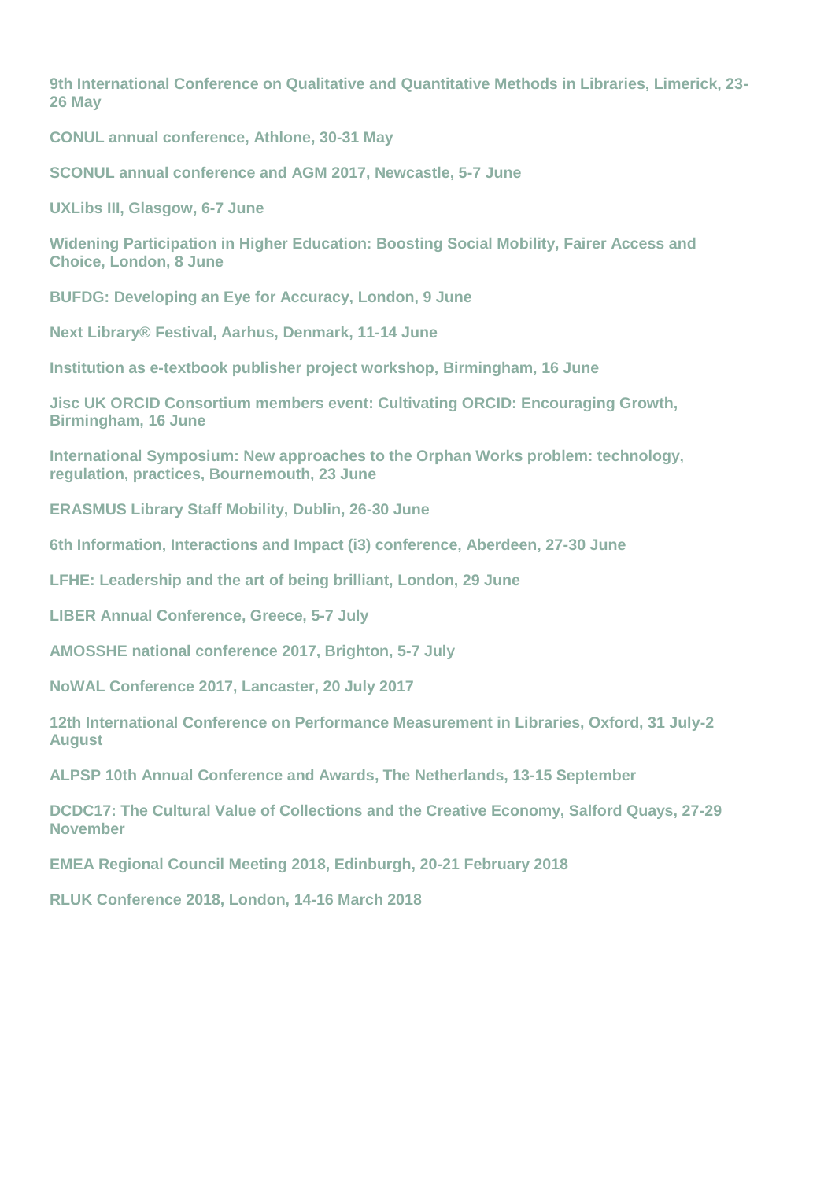**9th International Conference on Qualitative and Quantitative Methods in Libraries, Limerick, 23-26 May**

**CONUL annual conference, Athlone, 30-31 May**

**SCONUL annual conference and AGM 2017, Newcastle, 5-7 June**

**UXLibs III, Glasgow, 6-7 June**

**Widening Participation in Higher Education: Boosting Social Mobility, Fairer Access and Choice, London, 8 June**

**BUFDG: Developing an Eye for Accuracy, London, 9 June**

**Next Library® Festival, Aarhus, Denmark, 11-14 June**

**Institution as e-textbook publisher project workshop, Birmingham, 16 June**

**Jisc UK ORCID Consortium members event: Cultivating ORCID: Encouraging Growth, Birmingham, 16 June**

**International Symposium: New approaches to the Orphan Works problem: technology, regulation, practices, Bournemouth, 23 June**

**ERASMUS Library Staff Mobility, Dublin, 26-30 June**

**6th Information, Interactions and Impact (i3) conference, Aberdeen, 27-30 June**

**LFHE: Leadership and the art of being brilliant, London, 29 June**

**LIBER Annual Conference, Greece, 5-7 July**

**AMOSSHE national conference 2017, Brighton, 5-7 July**

**NoWAL Conference 2017, Lancaster, 20 July 2017**

**12th International Conference on Performance Measurement in Libraries, Oxford, 31 July-2 August**

**ALPSP 10th Annual Conference and Awards, The Netherlands, 13-15 September**

**DCDC17: The Cultural Value of Collections and the Creative Economy, Salford Quays, 27-29 November**

**EMEA Regional Council Meeting 2018, Edinburgh, 20-21 February 2018**

**RLUK Conference 2018, London, 14-16 March 2018**